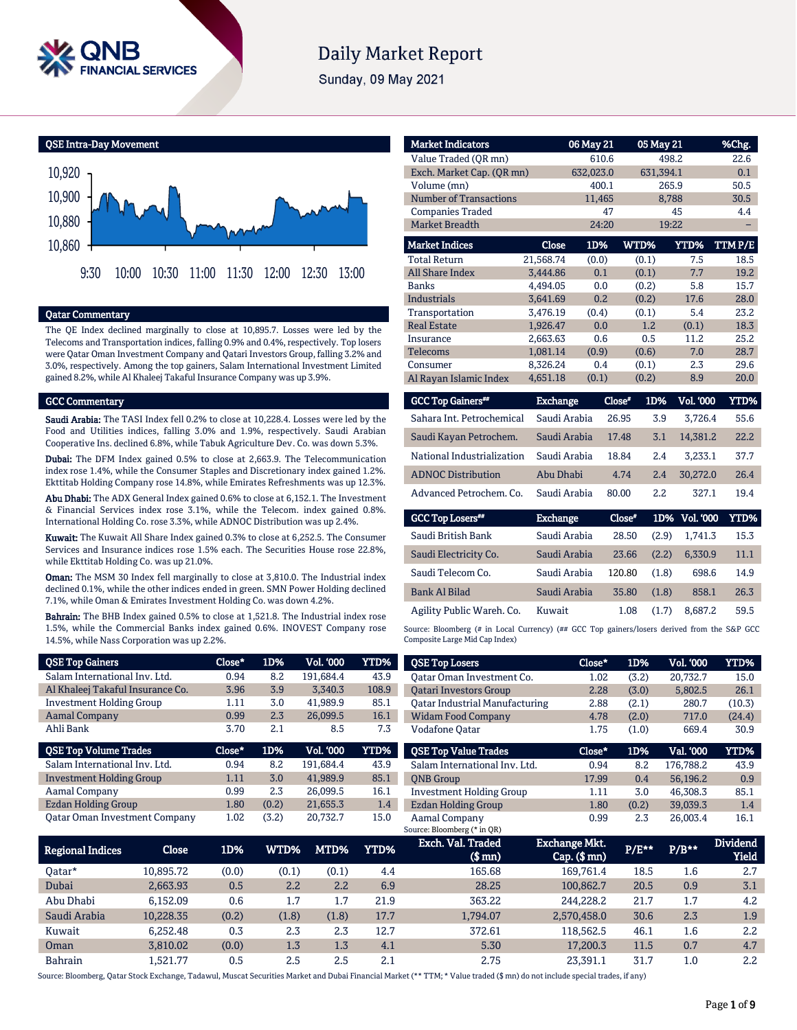# Daily Market Report

Sunday, 09 May 2021

## QSE Intra-Day Movement

## Qatar Commentary

The QE Index declined marginally to close at 10,895.7. Losses were led by the Telecoms and Transportation indices, falling 0.9% and 0.4%, respectively. Top losers were Qatar Oman Investment Company and Qatari Investors Group, falling 3.2% and 3.0%, respectively. Among the top gainers, Salam International Investment Limited gained 8.2%, while Al Khaleej Takaful Insurance Company was up 3.9%.

## GCC Commentary

**Saudi Arabia:** The TASI Index fell 0.2% to close at 10,228.4. Losses were led by the Food and Utilities indices, falling 3.0% and 1.9%, respectively. Saudi Arabian Cooperative Ins. declined 6.8%, while Tabuk Agriculture Dev. Co. was down 5.3%.

**Dubai:** The DFM Index gained 0.5% to close at 2,663.9. The Telecommunication index rose 1.4%, while the Consumer Staples and Discretionary index gained 1.2%. Ekttitab Holding Company rose 14.8%, while Emirates Refreshments was up 12.3%.

**Abu Dhabi:** The ADX General Index gained 0.6% to close at 6,152.1. The Investment & Financial Services index rose 3.1%, while the Telecom. index gained 0.8%. International Holding Co. rose 3.3%, while ADNOC Distribution was up 2.4%.

**Kuwait:** The Kuwait All Share Index gained 0.3% to close at 6,252.5. The Consumer Services and Insurance indices rose 1.5% each. The Securities House rose 22.8%, while Ekttitab Holding Co. was up 21.0%.

**Oman:** The MSM 30 Index fell marginally to close at 3,810.0. The Industrial index declined 0.1%, while the other indices ended in green. SMN Power Holding declined 7.1%, while Oman & Emirates Investment Holding Co. was down 4.2%.

**Bahrain:** The BHB Index gained 0.5% to close at 1,521.8. The Industrial index rose 1.5%, while the Commercial Banks index gained 0.6%. INOVEST Company rose 14.5%, while Nass Corporation was up 2.2%.

| Market Indicators | 06 May 21 | 05 May 21 | %Chg. |
|---|---|---|---|
| Value Traded (QR mn) | 610.6 | 498.2 | 22.6 |
| Exch. Market Cap. (QR mn) | 632,023.0 | 631,394.1 | 0.1 |
| Volume (mn) | 400.1 | 265.9 | 50.5 |
| Number of Transactions | 11,465 | 8,788 | 30.5 |
| Companies Traded | 47 | 45 | 4.4 |
| Market Breadth | 24:20 | 19:22 | – |

| Market Indices | Close | 1D% | WTD% | YTD% | TTM P/E |
|---|---|---|---|---|---|
| Total Return | 21,568.74 | (0.0) | (0.1) | 7.5 | 18.5 |
| All Share Index | 3,444.86 | 0.1 | (0.1) | 7.7 | 19.2 |
| Banks | 4,494.05 | 0.0 | (0.2) | 5.8 | 15.7 |
| Industrials | 3,641.69 | 0.2 | (0.2) | 17.6 | 28.0 |
| Transportation | 3,476.19 | (0.4) | (0.1) | 5.4 | 23.2 |
| Real Estate | 1,926.47 | 0.0 | 1.2 | (0.1) | 18.3 |
| Insurance | 2,663.63 | 0.6 | 0.5 | 11.2 | 25.2 |
| Telecoms | 1,081.14 | (0.9) | (0.6) | 7.0 | 28.7 |
| Consumer | 8,326.24 | 0.4 | (0.1) | 2.3 | 29.6 |
| Al Rayan Islamic Index | 4,651.18 | (0.1) | (0.2) | 8.9 | 20.0 |

| GCC Top Gainers## | Exchange | Close# | 1D% | Vol. '000 | YTD% |
|---|---|---|---|---|---|
| Sahara Int. Petrochemical | Saudi Arabia | 26.95 | 3.9 | 3,726.4 | 55.6 |
| Saudi Kayan Petrochem. | Saudi Arabia | 17.48 | 3.1 | 14,381.2 | 22.2 |
| National Industrialization | Saudi Arabia | 18.84 | 2.4 | 3,233.1 | 37.7 |
| ADNOC Distribution | Abu Dhabi | 4.74 | 2.4 | 30,272.0 | 26.4 |
| Advanced Petrochem. Co. | Saudi Arabia | 80.00 | 2.2 | 327.1 | 19.4 |

| GCC Top Losers## | Exchange | Close# | 1D% | Vol. '000 | YTD% |
|---|---|---|---|---|---|
| Saudi British Bank | Saudi Arabia | 28.50 | (2.9) | 1,741.3 | 15.3 |
| Saudi Electricity Co. | Saudi Arabia | 23.66 | (2.2) | 6,330.9 | 11.1 |
| Saudi Telecom Co. | Saudi Arabia | 120.80 | (1.8) | 698.6 | 14.9 |
| Bank Al Bilad | Saudi Arabia | 35.80 | (1.8) | 858.1 | 26.3 |
| Agility Public Wareh. Co. | Kuwait | 1.08 | (1.7) | 8,687.2 | 59.5 |

Source: Bloomberg (# in Local Currency) (## GCC Top gainers/losers derived from the S&P GCC Composite Large Mid Cap Index)

| QSE Top Gainers | Close* | 1D% | Vol. '000 | YTD% |
|---|---|---|---|---|
| Salam International Inv. Ltd. | 0.94 | 8.2 | 191,684.4 | 43.9 |
| Al Khaleej Takaful Insurance Co. | 3.96 | 3.9 | 3,340.3 | 108.9 |
| Investment Holding Group | 1.11 | 3.0 | 41,989.9 | 85.1 |
| Aamal Company | 0.99 | 2.3 | 26,099.5 | 16.1 |
| Ahli Bank | 3.70 | 2.1 | 8.5 | 7.3 |

| QSE Top Losers | Close* | 1D% | Vol. '000 | YTD% |
|---|---|---|---|---|
| Qatar Oman Investment Co. | 1.02 | (3.2) | 20,732.7 | 15.0 |
| Qatari Investors Group | 2.28 | (3.0) | 5,802.5 | 26.1 |
| Qatar Industrial Manufacturing | 2.88 | (2.1) | 280.7 | (10.3) |
| Widam Food Company | 4.78 | (2.0) | 717.0 | (24.4) |
| Vodafone Qatar | 1.75 | (1.0) | 669.4 | 30.9 |

| QSE Top Volume Trades | Close* | 1D% | Vol. '000 | YTD% |
|---|---|---|---|---|
| Salam International Inv. Ltd. | 0.94 | 8.2 | 191,684.4 | 43.9 |
| Investment Holding Group | 1.11 | 3.0 | 41,989.9 | 85.1 |
| Aamal Company | 0.99 | 2.3 | 26,099.5 | 16.1 |
| Ezdan Holding Group | 1.80 | (0.2) | 21,655.3 | 1.4 |
| Qatar Oman Investment Company | 1.02 | (3.2) | 20,732.7 | 15.0 |

| QSE Top Value Trades | Close* | 1D% | Val. '000 | YTD% |
|---|---|---|---|---|
| Salam International Inv. Ltd. | 0.94 | 8.2 | 176,788.2 | 43.9 |
| QNB Group | 17.99 | 0.4 | 56,196.2 | 0.9 |
| Investment Holding Group | 1.11 | 3.0 | 46,308.3 | 85.1 |
| Ezdan Holding Group | 1.80 | (0.2) | 39,039.3 | 1.4 |
| Aamal Company | 0.99 | 2.3 | 26,003.4 | 16.1 |

Source: Bloomberg (* in QR)

| Regional Indices | Close | 1D% | WTD% | MTD% | YTD% | Exch. Val. Traded ($ mn) | Exchange Mkt. Cap. ($ mn) | P/E** | P/B** | Dividend Yield |
|---|---|---|---|---|---|---|---|---|---|---|
| Qatar* | 10,895.72 | (0.0) | (0.1) | (0.1) | 4.4 | 165.68 | 169,761.4 | 18.5 | 1.6 | 2.7 |
| Dubai | 2,663.93 | 0.5 | 2.2 | 2.2 | 6.9 | 28.25 | 100,862.7 | 20.5 | 0.9 | 3.1 |
| Abu Dhabi | 6,152.09 | 0.6 | 1.7 | 1.7 | 21.9 | 363.22 | 244,228.2 | 21.7 | 1.7 | 4.2 |
| Saudi Arabia | 10,228.35 | (0.2) | (1.8) | (1.8) | 17.7 | 1,794.07 | 2,570,458.0 | 30.6 | 2.3 | 1.9 |
| Kuwait | 6,252.48 | 0.3 | 2.3 | 2.3 | 12.7 | 372.61 | 118,562.5 | 46.1 | 1.6 | 2.2 |
| Oman | 3,810.02 | (0.0) | 1.3 | 1.3 | 4.1 | 5.30 | 17,200.3 | 11.5 | 0.7 | 4.7 |
| Bahrain | 1,521.77 | 0.5 | 2.5 | 2.5 | 2.1 | 2.75 | 23,391.1 | 31.7 | 1.0 | 2.2 |

Source: Bloomberg, Qatar Stock Exchange, Tadawul, Muscat Securities Market and Dubai Financial Market (** TTM; * Value traded ($ mn) do not include special trades, if any)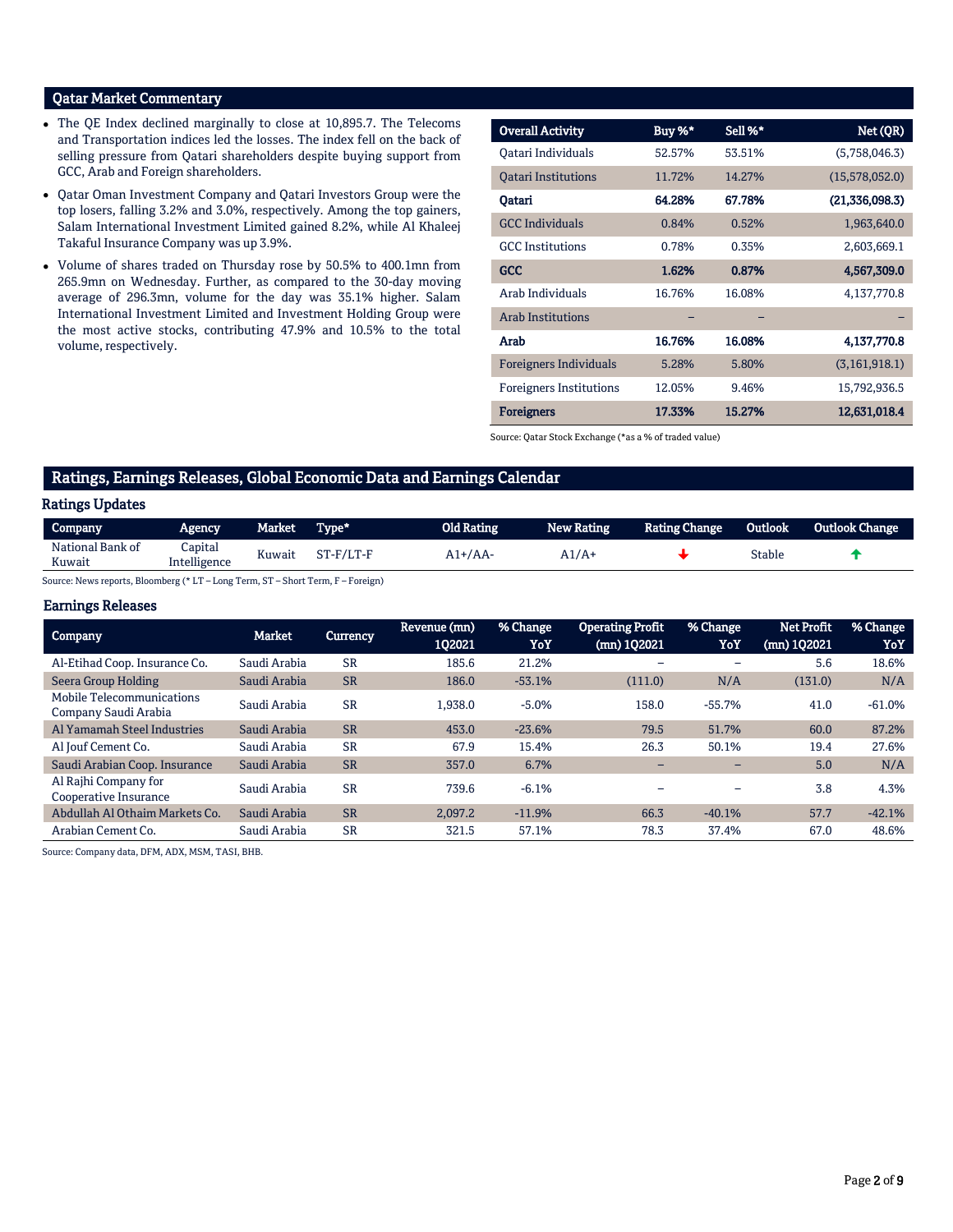## Qatar Market Commentary

- The QE Index declined marginally to close at 10,895.7. The Telecoms and Transportation indices led the losses. The index fell on the back of selling pressure from Qatari shareholders despite buying support from GCC, Arab and Foreign shareholders.
- Qatar Oman Investment Company and Qatari Investors Group were the top losers, falling 3.2% and 3.0%, respectively. Among the top gainers, Salam International Investment Limited gained 8.2%, while Al Khaleej Takaful Insurance Company was up 3.9%.
- Volume of shares traded on Thursday rose by 50.5% to 400.1mn from 265.9mn on Wednesday. Further, as compared to the 30-day moving average of 296.3mn, volume for the day was 35.1% higher. Salam International Investment Limited and Investment Holding Group were the most active stocks, contributing 47.9% and 10.5% to the total volume, respectively.

| Overall Activity | Buy %* | Sell %* | Net (QR) |
|---|---|---|---|
| Qatari Individuals | 52.57% | 53.51% | (5,758,046.3) |
| Qatari Institutions | 11.72% | 14.27% | (15,578,052.0) |
| **Qatari** | **64.28%** | **67.78%** | **(21,336,098.3)** |
| GCC Individuals | 0.84% | 0.52% | 1,963,640.0 |
| GCC Institutions | 0.78% | 0.35% | 2,603,669.1 |
| **GCC** | **1.62%** | **0.87%** | **4,567,309.0** |
| Arab Individuals | 16.76% | 16.08% | 4,137,770.8 |
| Arab Institutions | – | – | – |
| **Arab** | **16.76%** | **16.08%** | **4,137,770.8** |
| Foreigners Individuals | 5.28% | 5.80% | (3,161,918.1) |
| Foreigners Institutions | 12.05% | 9.46% | 15,792,936.5 |
| **Foreigners** | **17.33%** | **15.27%** | **12,631,018.4** |

Source: Qatar Stock Exchange (*as a % of traded value)

## Ratings, Earnings Releases, Global Economic Data and Earnings Calendar

### Ratings Updates

| Company | Agency | Market | Type* | Old Rating | New Rating | Rating Change | Outlook | Outlook Change |
|---|---|---|---|---|---|---|---|---|
| National Bank of Kuwait | Capital Intelligence | Kuwait | ST-F/LT-F | A1+/AA- | A1/A+ | ↓ | Stable | ↑ |

Source: News reports, Bloomberg (* LT – Long Term, ST – Short Term, F – Foreign)

### Earnings Releases

| Company | Market | Currency | Revenue (mn) 1Q2021 | % Change YoY | Operating Profit (mn) 1Q2021 | % Change YoY | Net Profit (mn) 1Q2021 | % Change YoY |
|---|---|---|---|---|---|---|---|---|
| Al-Etihad Coop. Insurance Co. | Saudi Arabia | SR | 185.6 | 21.2% | – | – | 5.6 | 18.6% |
| Seera Group Holding | Saudi Arabia | SR | 186.0 | -53.1% | (111.0) | N/A | (131.0) | N/A |
| Mobile Telecommunications Company Saudi Arabia | Saudi Arabia | SR | 1,938.0 | -5.0% | 158.0 | -55.7% | 41.0 | -61.0% |
| Al Yamamah Steel Industries | Saudi Arabia | SR | 453.0 | -23.6% | 79.5 | 51.7% | 60.0 | 87.2% |
| Al Jouf Cement Co. | Saudi Arabia | SR | 67.9 | 15.4% | 26.3 | 50.1% | 19.4 | 27.6% |
| Saudi Arabian Coop. Insurance | Saudi Arabia | SR | 357.0 | 6.7% | – | – | 5.0 | N/A |
| Al Rajhi Company for Cooperative Insurance | Saudi Arabia | SR | 739.6 | -6.1% | – | – | 3.8 | 4.3% |
| Abdullah Al Othaim Markets Co. | Saudi Arabia | SR | 2,097.2 | -11.9% | 66.3 | -40.1% | 57.7 | -42.1% |
| Arabian Cement Co. | Saudi Arabia | SR | 321.5 | 57.1% | 78.3 | 37.4% | 67.0 | 48.6% |

Source: Company data, DFM, ADX, MSM, TASI, BHB.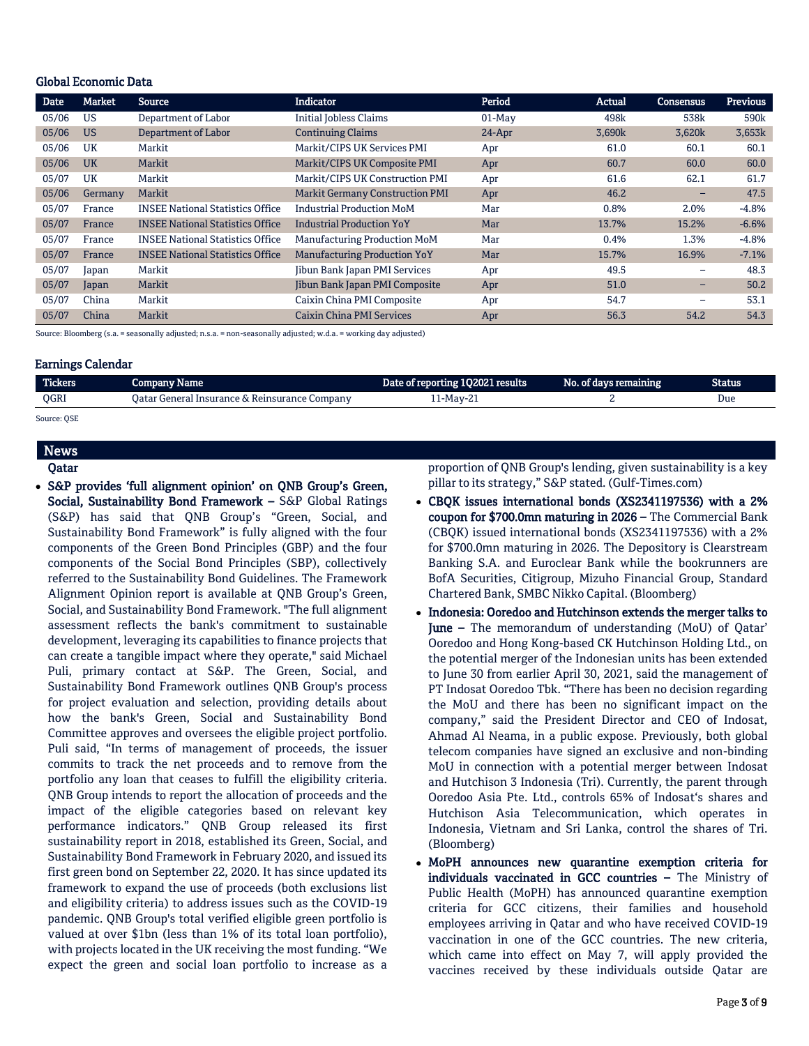## Global Economic Data

| Date | Market | Source | Indicator | Period | Actual | Consensus | Previous |
|---|---|---|---|---|---|---|---|
| 05/06 | US | Department of Labor | Initial Jobless Claims | 01-May | 498k | 538k | 590k |
| 05/06 | US | Department of Labor | Continuing Claims | 24-Apr | 3,690k | 3,620k | 3,653k |
| 05/06 | UK | Markit | Markit/CIPS UK Services PMI | Apr | 61.0 | 60.1 | 60.1 |
| 05/06 | UK | Markit | Markit/CIPS UK Composite PMI | Apr | 60.7 | 60.0 | 60.0 |
| 05/07 | UK | Markit | Markit/CIPS UK Construction PMI | Apr | 61.6 | 62.1 | 61.7 |
| 05/06 | Germany | Markit | Markit Germany Construction PMI | Apr | 46.2 | – | 47.5 |
| 05/07 | France | INSEE National Statistics Office | Industrial Production MoM | Mar | 0.8% | 2.0% | -4.8% |
| 05/07 | France | INSEE National Statistics Office | Industrial Production YoY | Mar | 13.7% | 15.2% | -6.6% |
| 05/07 | France | INSEE National Statistics Office | Manufacturing Production MoM | Mar | 0.4% | 1.3% | -4.8% |
| 05/07 | France | INSEE National Statistics Office | Manufacturing Production YoY | Mar | 15.7% | 16.9% | -7.1% |
| 05/07 | Japan | Markit | Jibun Bank Japan PMI Services | Apr | 49.5 | – | 48.3 |
| 05/07 | Japan | Markit | Jibun Bank Japan PMI Composite | Apr | 51.0 | – | 50.2 |
| 05/07 | China | Markit | Caixin China PMI Composite | Apr | 54.7 | – | 53.1 |
| 05/07 | China | Markit | Caixin China PMI Services | Apr | 56.3 | 54.2 | 54.3 |

Source: Bloomberg (s.a. = seasonally adjusted; n.s.a. = non-seasonally adjusted; w.d.a. = working day adjusted)

## Earnings Calendar

| Tickers | Company Name | Date of reporting 1Q2021 results | No. of days remaining | Status |
|---|---|---|---|---|
| QGRI | Qatar General Insurance & Reinsurance Company | 11-May-21 | 2 | Due |

Source: QSE

## News

### Qatar

- **S&P provides 'full alignment opinion' on QNB Group's Green, Social, Sustainability Bond Framework –** S&P Global Ratings (S&P) has said that QNB Group's "Green, Social, and Sustainability Bond Framework" is fully aligned with the four components of the Green Bond Principles (GBP) and the four components of the Social Bond Principles (SBP), collectively referred to the Sustainability Bond Guidelines. The Framework Alignment Opinion report is available at QNB Group's Green, Social, and Sustainability Bond Framework. "The full alignment assessment reflects the bank's commitment to sustainable development, leveraging its capabilities to finance projects that can create a tangible impact where they operate," said Michael Puli, primary contact at S&P. The Green, Social, and Sustainability Bond Framework outlines QNB Group's process for project evaluation and selection, providing details about how the bank's Green, Social and Sustainability Bond Committee approves and oversees the eligible project portfolio. Puli said, "In terms of management of proceeds, the issuer commits to track the net proceeds and to remove from the portfolio any loan that ceases to fulfill the eligibility criteria. QNB Group intends to report the allocation of proceeds and the impact of the eligible categories based on relevant key performance indicators." QNB Group released its first sustainability report in 2018, established its Green, Social, and Sustainability Bond Framework in February 2020, and issued its first green bond on September 22, 2020. It has since updated its framework to expand the use of proceeds (both exclusions list and eligibility criteria) to address issues such as the COVID-19 pandemic. QNB Group's total verified eligible green portfolio is valued at over $1bn (less than 1% of its total loan portfolio), with projects located in the UK receiving the most funding. "We expect the green and social loan portfolio to increase as a proportion of QNB Group's lending, given sustainability is a key pillar to its strategy," S&P stated. (Gulf-Times.com)
- **CBQK issues international bonds (XS2341197536) with a 2% coupon for $700.0mn maturing in 2026 –** The Commercial Bank (CBQK) issued international bonds (XS2341197536) with a 2% for $700.0mn maturing in 2026. The Depository is Clearstream Banking S.A. and Euroclear Bank while the bookrunners are BofA Securities, Citigroup, Mizuho Financial Group, Standard Chartered Bank, SMBC Nikko Capital. (Bloomberg)
- **Indonesia: Ooredoo and Hutchinson extends the merger talks to June –** The memorandum of understanding (MoU) of Qatar' Ooredoo and Hong Kong-based CK Hutchinson Holding Ltd., on the potential merger of the Indonesian units has been extended to June 30 from earlier April 30, 2021, said the management of PT Indosat Ooredoo Tbk. "There has been no decision regarding the MoU and there has been no significant impact on the company," said the President Director and CEO of Indosat, Ahmad Al Neama, in a public expose. Previously, both global telecom companies have signed an exclusive and non-binding MoU in connection with a potential merger between Indosat and Hutchison 3 Indonesia (Tri). Currently, the parent through Ooredoo Asia Pte. Ltd., controls 65% of Indosat's shares and Hutchison Asia Telecommunication, which operates in Indonesia, Vietnam and Sri Lanka, control the shares of Tri. (Bloomberg)
- **MoPH announces new quarantine exemption criteria for individuals vaccinated in GCC countries –** The Ministry of Public Health (MoPH) has announced quarantine exemption criteria for GCC citizens, their families and household employees arriving in Qatar and who have received COVID-19 vaccination in one of the GCC countries. The new criteria, which came into effect on May 7, will apply provided the vaccines received by these individuals outside Qatar are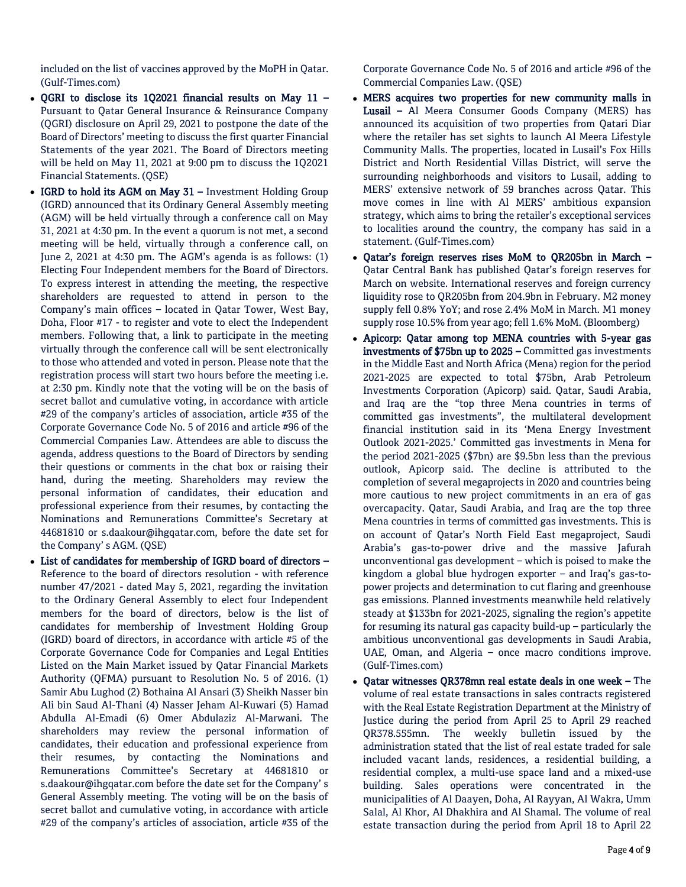included on the list of vaccines approved by the MoPH in Qatar. (Gulf-Times.com)

- **QGRI to disclose its 1Q2021 financial results on May 11 –** Pursuant to Qatar General Insurance & Reinsurance Company (QGRI) disclosure on April 29, 2021 to postpone the date of the Board of Directors' meeting to discuss the first quarter Financial Statements of the year 2021. The Board of Directors meeting will be held on May 11, 2021 at 9:00 pm to discuss the 1Q2021 Financial Statements. (QSE)
- **IGRD to hold its AGM on May 31 –** Investment Holding Group (IGRD) announced that its Ordinary General Assembly meeting (AGM) will be held virtually through a conference call on May 31, 2021 at 4:30 pm. In the event a quorum is not met, a second meeting will be held, virtually through a conference call, on June 2, 2021 at 4:30 pm. The AGM's agenda is as follows: (1) Electing Four Independent members for the Board of Directors. To express interest in attending the meeting, the respective shareholders are requested to attend in person to the Company's main offices – located in Qatar Tower, West Bay, Doha, Floor #17 - to register and vote to elect the Independent members. Following that, a link to participate in the meeting virtually through the conference call will be sent electronically to those who attended and voted in person. Please note that the registration process will start two hours before the meeting i.e. at 2:30 pm. Kindly note that the voting will be on the basis of secret ballot and cumulative voting, in accordance with article #29 of the company's articles of association, article #35 of the Corporate Governance Code No. 5 of 2016 and article #96 of the Commercial Companies Law. Attendees are able to discuss the agenda, address questions to the Board of Directors by sending their questions or comments in the chat box or raising their hand, during the meeting. Shareholders may review the personal information of candidates, their education and professional experience from their resumes, by contacting the Nominations and Remunerations Committee's Secretary at 44681810 or s.daakour@ihgqatar.com, before the date set for the Company' s AGM. (QSE)
- **List of candidates for membership of IGRD board of directors –** Reference to the board of directors resolution - with reference number 47/2021 - dated May 5, 2021, regarding the invitation to the Ordinary General Assembly to elect four Independent members for the board of directors, below is the list of candidates for membership of Investment Holding Group (IGRD) board of directors, in accordance with article #5 of the Corporate Governance Code for Companies and Legal Entities Listed on the Main Market issued by Qatar Financial Markets Authority (QFMA) pursuant to Resolution No. 5 of 2016. (1) Samir Abu Lughod (2) Bothaina Al Ansari (3) Sheikh Nasser bin Ali bin Saud Al-Thani (4) Nasser Jeham Al-Kuwari (5) Hamad Abdulla Al-Emadi (6) Omer Abdulaziz Al-Marwani. The shareholders may review the personal information of candidates, their education and professional experience from their resumes, by contacting the Nominations and Remunerations Committee's Secretary at 44681810 or s.daakour@ihgqatar.com before the date set for the Company' s General Assembly meeting. The voting will be on the basis of secret ballot and cumulative voting, in accordance with article #29 of the company's articles of association, article #35 of the Corporate Governance Code No. 5 of 2016 and article #96 of the Commercial Companies Law. (QSE)
- **MERS acquires two properties for new community malls in Lusail –** Al Meera Consumer Goods Company (MERS) has announced its acquisition of two properties from Qatari Diar where the retailer has set sights to launch Al Meera Lifestyle Community Malls. The properties, located in Lusail's Fox Hills District and North Residential Villas District, will serve the surrounding neighborhoods and visitors to Lusail, adding to MERS' extensive network of 59 branches across Qatar. This move comes in line with Al MERS' ambitious expansion strategy, which aims to bring the retailer's exceptional services to localities around the country, the company has said in a statement. (Gulf-Times.com)
- **Qatar's foreign reserves rises MoM to QR205bn in March –** Qatar Central Bank has published Qatar's foreign reserves for March on website. International reserves and foreign currency liquidity rose to QR205bn from 204.9bn in February. M2 money supply fell 0.8% YoY; and rose 2.4% MoM in March. M1 money supply rose 10.5% from year ago; fell 1.6% MoM. (Bloomberg)
- **Apicorp: Qatar among top MENA countries with 5-year gas investments of $75bn up to 2025 –** Committed gas investments in the Middle East and North Africa (Mena) region for the period 2021-2025 are expected to total $75bn, Arab Petroleum Investments Corporation (Apicorp) said. Qatar, Saudi Arabia, and Iraq are the "top three Mena countries in terms of committed gas investments", the multilateral development financial institution said in its 'Mena Energy Investment Outlook 2021-2025.' Committed gas investments in Mena for the period 2021-2025 ($7bn) are $9.5bn less than the previous outlook, Apicorp said. The decline is attributed to the completion of several megaprojects in 2020 and countries being more cautious to new project commitments in an era of gas overcapacity. Qatar, Saudi Arabia, and Iraq are the top three Mena countries in terms of committed gas investments. This is on account of Qatar's North Field East megaproject, Saudi Arabia's gas-to-power drive and the massive Jafurah unconventional gas development – which is poised to make the kingdom a global blue hydrogen exporter – and Iraq's gas-to-power projects and determination to cut flaring and greenhouse gas emissions. Planned investments meanwhile held relatively steady at $133bn for 2021-2025, signaling the region's appetite for resuming its natural gas capacity build-up – particularly the ambitious unconventional gas developments in Saudi Arabia, UAE, Oman, and Algeria – once macro conditions improve. (Gulf-Times.com)
- **Qatar witnesses QR378mn real estate deals in one week –** The volume of real estate transactions in sales contracts registered with the Real Estate Registration Department at the Ministry of Justice during the period from April 25 to April 29 reached QR378.555mn. The weekly bulletin issued by the administration stated that the list of real estate traded for sale included vacant lands, residences, a residential building, a residential complex, a multi-use space land and a mixed-use building. Sales operations were concentrated in the municipalities of Al Daayen, Doha, Al Rayyan, Al Wakra, Umm Salal, Al Khor, Al Dhakhira and Al Shamal. The volume of real estate transaction during the period from April 18 to April 22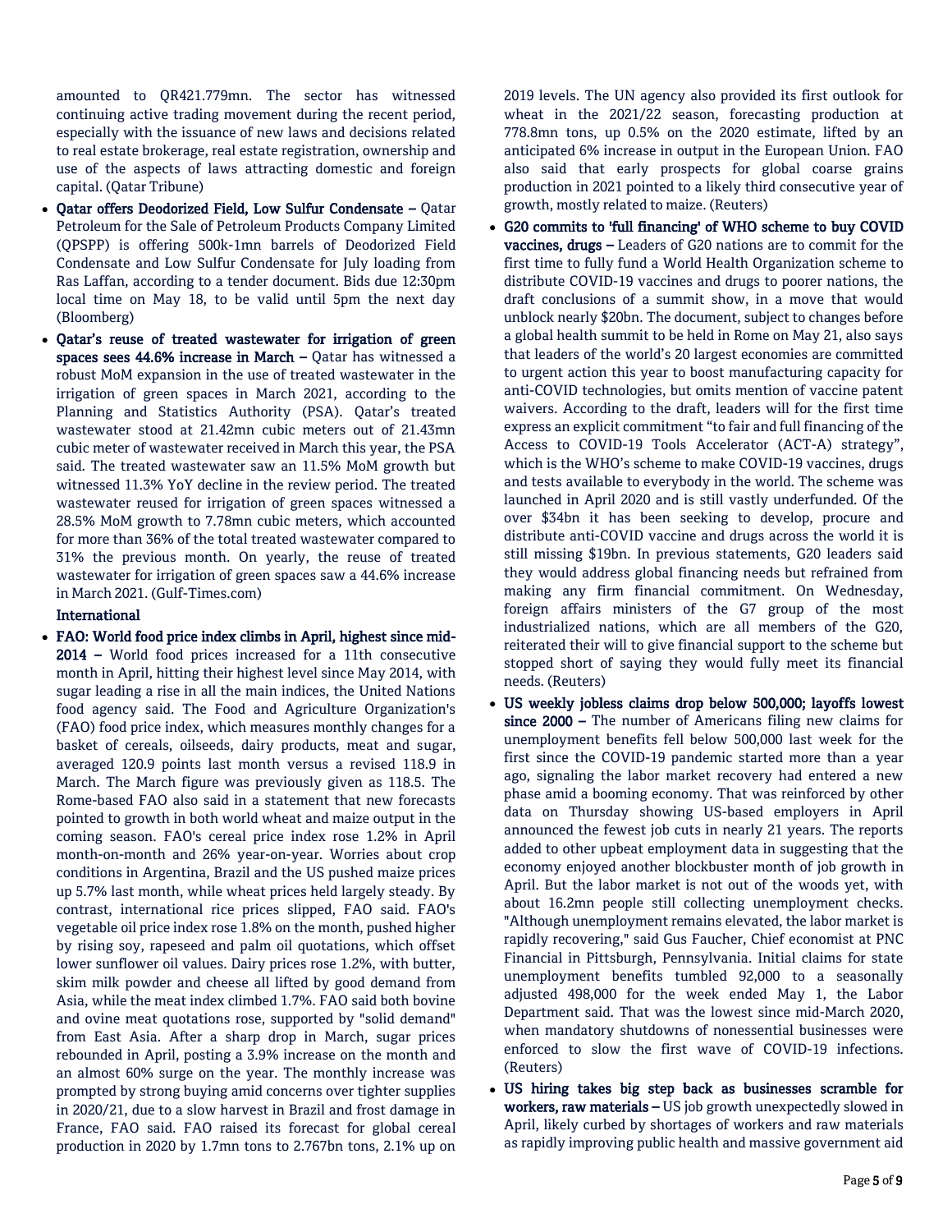amounted to QR421.779mn. The sector has witnessed continuing active trading movement during the recent period, especially with the issuance of new laws and decisions related to real estate brokerage, real estate registration, ownership and use of the aspects of laws attracting domestic and foreign capital. (Qatar Tribune)

- **Qatar offers Deodorized Field, Low Sulfur Condensate –** Qatar Petroleum for the Sale of Petroleum Products Company Limited (QPSPP) is offering 500k-1mn barrels of Deodorized Field Condensate and Low Sulfur Condensate for July loading from Ras Laffan, according to a tender document. Bids due 12:30pm local time on May 18, to be valid until 5pm the next day (Bloomberg)
- **Qatar's reuse of treated wastewater for irrigation of green spaces sees 44.6% increase in March –** Qatar has witnessed a robust MoM expansion in the use of treated wastewater in the irrigation of green spaces in March 2021, according to the Planning and Statistics Authority (PSA). Qatar's treated wastewater stood at 21.42mn cubic meters out of 21.43mn cubic meter of wastewater received in March this year, the PSA said. The treated wastewater saw an 11.5% MoM growth but witnessed 11.3% YoY decline in the review period. The treated wastewater reused for irrigation of green spaces witnessed a 28.5% MoM growth to 7.78mn cubic meters, which accounted for more than 36% of the total treated wastewater compared to 31% the previous month. On yearly, the reuse of treated wastewater for irrigation of green spaces saw a 44.6% increase in March 2021. (Gulf-Times.com)

**International**

- **FAO: World food price index climbs in April, highest since mid-2014 –** World food prices increased for a 11th consecutive month in April, hitting their highest level since May 2014, with sugar leading a rise in all the main indices, the United Nations food agency said. The Food and Agriculture Organization's (FAO) food price index, which measures monthly changes for a basket of cereals, oilseeds, dairy products, meat and sugar, averaged 120.9 points last month versus a revised 118.9 in March. The March figure was previously given as 118.5. The Rome-based FAO also said in a statement that new forecasts pointed to growth in both world wheat and maize output in the coming season. FAO's cereal price index rose 1.2% in April month-on-month and 26% year-on-year. Worries about crop conditions in Argentina, Brazil and the US pushed maize prices up 5.7% last month, while wheat prices held largely steady. By contrast, international rice prices slipped, FAO said. FAO's vegetable oil price index rose 1.8% on the month, pushed higher by rising soy, rapeseed and palm oil quotations, which offset lower sunflower oil values. Dairy prices rose 1.2%, with butter, skim milk powder and cheese all lifted by good demand from Asia, while the meat index climbed 1.7%. FAO said both bovine and ovine meat quotations rose, supported by "solid demand" from East Asia. After a sharp drop in March, sugar prices rebounded in April, posting a 3.9% increase on the month and an almost 60% surge on the year. The monthly increase was prompted by strong buying amid concerns over tighter supplies in 2020/21, due to a slow harvest in Brazil and frost damage in France, FAO said. FAO raised its forecast for global cereal production in 2020 by 1.7mn tons to 2.767bn tons, 2.1% up on 2019 levels. The UN agency also provided its first outlook for wheat in the 2021/22 season, forecasting production at 778.8mn tons, up 0.5% on the 2020 estimate, lifted by an anticipated 6% increase in output in the European Union. FAO also said that early prospects for global coarse grains production in 2021 pointed to a likely third consecutive year of growth, mostly related to maize. (Reuters)
- **G20 commits to 'full financing' of WHO scheme to buy COVID vaccines, drugs –** Leaders of G20 nations are to commit for the first time to fully fund a World Health Organization scheme to distribute COVID-19 vaccines and drugs to poorer nations, the draft conclusions of a summit show, in a move that would unblock nearly $20bn. The document, subject to changes before a global health summit to be held in Rome on May 21, also says that leaders of the world's 20 largest economies are committed to urgent action this year to boost manufacturing capacity for anti-COVID technologies, but omits mention of vaccine patent waivers. According to the draft, leaders will for the first time express an explicit commitment "to fair and full financing of the Access to COVID-19 Tools Accelerator (ACT-A) strategy", which is the WHO's scheme to make COVID-19 vaccines, drugs and tests available to everybody in the world. The scheme was launched in April 2020 and is still vastly underfunded. Of the over $34bn it has been seeking to develop, procure and distribute anti-COVID vaccine and drugs across the world it is still missing $19bn. In previous statements, G20 leaders said they would address global financing needs but refrained from making any firm financial commitment. On Wednesday, foreign affairs ministers of the G7 group of the most industrialized nations, which are all members of the G20, reiterated their will to give financial support to the scheme but stopped short of saying they would fully meet its financial needs. (Reuters)
- **US weekly jobless claims drop below 500,000; layoffs lowest since 2000 –** The number of Americans filing new claims for unemployment benefits fell below 500,000 last week for the first since the COVID-19 pandemic started more than a year ago, signaling the labor market recovery had entered a new phase amid a booming economy. That was reinforced by other data on Thursday showing US-based employers in April announced the fewest job cuts in nearly 21 years. The reports added to other upbeat employment data in suggesting that the economy enjoyed another blockbuster month of job growth in April. But the labor market is not out of the woods yet, with about 16.2mn people still collecting unemployment checks. "Although unemployment remains elevated, the labor market is rapidly recovering," said Gus Faucher, Chief economist at PNC Financial in Pittsburgh, Pennsylvania. Initial claims for state unemployment benefits tumbled 92,000 to a seasonally adjusted 498,000 for the week ended May 1, the Labor Department said. That was the lowest since mid-March 2020, when mandatory shutdowns of nonessential businesses were enforced to slow the first wave of COVID-19 infections. (Reuters)
- **US hiring takes big step back as businesses scramble for workers, raw materials –** US job growth unexpectedly slowed in April, likely curbed by shortages of workers and raw materials as rapidly improving public health and massive government aid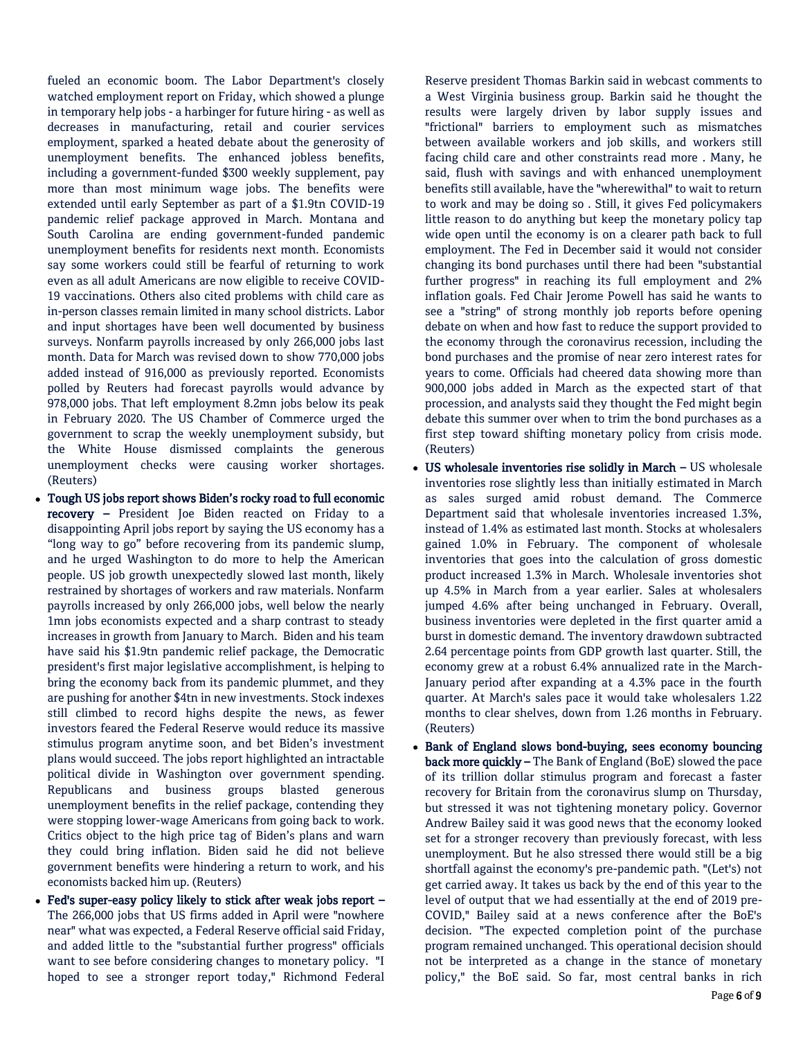fueled an economic boom. The Labor Department's closely watched employment report on Friday, which showed a plunge in temporary help jobs - a harbinger for future hiring - as well as decreases in manufacturing, retail and courier services employment, sparked a heated debate about the generosity of unemployment benefits. The enhanced jobless benefits, including a government-funded $300 weekly supplement, pay more than most minimum wage jobs. The benefits were extended until early September as part of a $1.9tn COVID-19 pandemic relief package approved in March. Montana and South Carolina are ending government-funded pandemic unemployment benefits for residents next month. Economists say some workers could still be fearful of returning to work even as all adult Americans are now eligible to receive COVID-19 vaccinations. Others also cited problems with child care as in-person classes remain limited in many school districts. Labor and input shortages have been well documented by business surveys. Nonfarm payrolls increased by only 266,000 jobs last month. Data for March was revised down to show 770,000 jobs added instead of 916,000 as previously reported. Economists polled by Reuters had forecast payrolls would advance by 978,000 jobs. That left employment 8.2mn jobs below its peak in February 2020. The US Chamber of Commerce urged the government to scrap the weekly unemployment subsidy, but the White House dismissed complaints the generous unemployment checks were causing worker shortages. (Reuters)

- **Tough US jobs report shows Biden's rocky road to full economic recovery –** President Joe Biden reacted on Friday to a disappointing April jobs report by saying the US economy has a "long way to go" before recovering from its pandemic slump, and he urged Washington to do more to help the American people. US job growth unexpectedly slowed last month, likely restrained by shortages of workers and raw materials. Nonfarm payrolls increased by only 266,000 jobs, well below the nearly 1mn jobs economists expected and a sharp contrast to steady increases in growth from January to March. Biden and his team have said his $1.9tn pandemic relief package, the Democratic president's first major legislative accomplishment, is helping to bring the economy back from its pandemic plummet, and they are pushing for another $4tn in new investments. Stock indexes still climbed to record highs despite the news, as fewer investors feared the Federal Reserve would reduce its massive stimulus program anytime soon, and bet Biden's investment plans would succeed. The jobs report highlighted an intractable political divide in Washington over government spending. Republicans and business groups blasted generous unemployment benefits in the relief package, contending they were stopping lower-wage Americans from going back to work. Critics object to the high price tag of Biden's plans and warn they could bring inflation. Biden said he did not believe government benefits were hindering a return to work, and his economists backed him up. (Reuters)
- **Fed's super-easy policy likely to stick after weak jobs report –** The 266,000 jobs that US firms added in April were "nowhere near" what was expected, a Federal Reserve official said Friday, and added little to the "substantial further progress" officials want to see before considering changes to monetary policy. "I hoped to see a stronger report today," Richmond Federal Reserve president Thomas Barkin said in webcast comments to a West Virginia business group. Barkin said he thought the results were largely driven by labor supply issues and "frictional" barriers to employment such as mismatches between available workers and job skills, and workers still facing child care and other constraints read more . Many, he said, flush with savings and with enhanced unemployment benefits still available, have the "wherewithal" to wait to return to work and may be doing so . Still, it gives Fed policymakers little reason to do anything but keep the monetary policy tap wide open until the economy is on a clearer path back to full employment. The Fed in December said it would not consider changing its bond purchases until there had been "substantial further progress" in reaching its full employment and 2% inflation goals. Fed Chair Jerome Powell has said he wants to see a "string" of strong monthly job reports before opening debate on when and how fast to reduce the support provided to the economy through the coronavirus recession, including the bond purchases and the promise of near zero interest rates for years to come. Officials had cheered data showing more than 900,000 jobs added in March as the expected start of that procession, and analysts said they thought the Fed might begin debate this summer over when to trim the bond purchases as a first step toward shifting monetary policy from crisis mode. (Reuters)
- **US wholesale inventories rise solidly in March –** US wholesale inventories rose slightly less than initially estimated in March as sales surged amid robust demand. The Commerce Department said that wholesale inventories increased 1.3%, instead of 1.4% as estimated last month. Stocks at wholesalers gained 1.0% in February. The component of wholesale inventories that goes into the calculation of gross domestic product increased 1.3% in March. Wholesale inventories shot up 4.5% in March from a year earlier. Sales at wholesalers jumped 4.6% after being unchanged in February. Overall, business inventories were depleted in the first quarter amid a burst in domestic demand. The inventory drawdown subtracted 2.64 percentage points from GDP growth last quarter. Still, the economy grew at a robust 6.4% annualized rate in the March-January period after expanding at a 4.3% pace in the fourth quarter. At March's sales pace it would take wholesalers 1.22 months to clear shelves, down from 1.26 months in February. (Reuters)
- **Bank of England slows bond-buying, sees economy bouncing back more quickly –** The Bank of England (BoE) slowed the pace of its trillion dollar stimulus program and forecast a faster recovery for Britain from the coronavirus slump on Thursday, but stressed it was not tightening monetary policy. Governor Andrew Bailey said it was good news that the economy looked set for a stronger recovery than previously forecast, with less unemployment. But he also stressed there would still be a big shortfall against the economy's pre-pandemic path. "(Let's) not get carried away. It takes us back by the end of this year to the level of output that we had essentially at the end of 2019 pre-COVID," Bailey said at a news conference after the BoE's decision. "The expected completion point of the purchase program remained unchanged. This operational decision should not be interpreted as a change in the stance of monetary policy," the BoE said. So far, most central banks in rich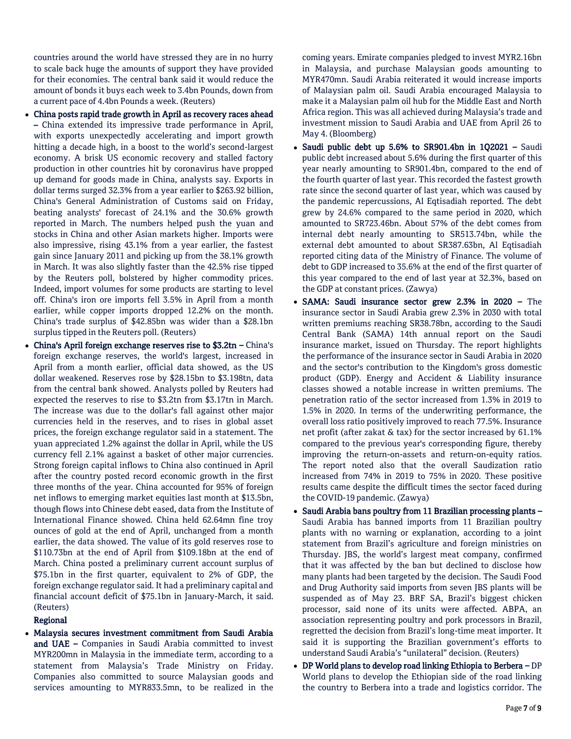countries around the world have stressed they are in no hurry to scale back huge the amounts of support they have provided for their economies. The central bank said it would reduce the amount of bonds it buys each week to 3.4bn Pounds, down from a current pace of 4.4bn Pounds a week. (Reuters)

- **China posts rapid trade growth in April as recovery races ahead –** China extended its impressive trade performance in April, with exports unexpectedly accelerating and import growth hitting a decade high, in a boost to the world's second-largest economy. A brisk US economic recovery and stalled factory production in other countries hit by coronavirus have propped up demand for goods made in China, analysts say. Exports in dollar terms surged 32.3% from a year earlier to $263.92 billion, China's General Administration of Customs said on Friday, beating analysts' forecast of 24.1% and the 30.6% growth reported in March. The numbers helped push the yuan and stocks in China and other Asian markets higher. Imports were also impressive, rising 43.1% from a year earlier, the fastest gain since January 2011 and picking up from the 38.1% growth in March. It was also slightly faster than the 42.5% rise tipped by the Reuters poll, bolstered by higher commodity prices. Indeed, import volumes for some products are starting to level off. China's iron ore imports fell 3.5% in April from a month earlier, while copper imports dropped 12.2% on the month. China's trade surplus of $42.85bn was wider than a $28.1bn surplus tipped in the Reuters poll. (Reuters)
- **China's April foreign exchange reserves rise to $3.2tn –** China's foreign exchange reserves, the world's largest, increased in April from a month earlier, official data showed, as the US dollar weakened. Reserves rose by $28.15bn to $3.198tn, data from the central bank showed. Analysts polled by Reuters had expected the reserves to rise to $3.2tn from $3.17tn in March. The increase was due to the dollar's fall against other major currencies held in the reserves, and to rises in global asset prices, the foreign exchange regulator said in a statement. The yuan appreciated 1.2% against the dollar in April, while the US currency fell 2.1% against a basket of other major currencies. Strong foreign capital inflows to China also continued in April after the country posted record economic growth in the first three months of the year. China accounted for 95% of foreign net inflows to emerging market equities last month at $13.5bn, though flows into Chinese debt eased, data from the Institute of International Finance showed. China held 62.64mn fine troy ounces of gold at the end of April, unchanged from a month earlier, the data showed. The value of its gold reserves rose to $110.73bn at the end of April from $109.18bn at the end of March. China posted a preliminary current account surplus of $75.1bn in the first quarter, equivalent to 2% of GDP, the foreign exchange regulator said. It had a preliminary capital and financial account deficit of $75.1bn in January-March, it said. (Reuters)

**Regional**

- **Malaysia secures investment commitment from Saudi Arabia and UAE –** Companies in Saudi Arabia committed to invest MYR200mn in Malaysia in the immediate term, according to a statement from Malaysia's Trade Ministry on Friday. Companies also committed to source Malaysian goods and services amounting to MYR833.5mn, to be realized in the coming years. Emirate companies pledged to invest MYR2.16bn in Malaysia, and purchase Malaysian goods amounting to MYR470mn. Saudi Arabia reiterated it would increase imports of Malaysian palm oil. Saudi Arabia encouraged Malaysia to make it a Malaysian palm oil hub for the Middle East and North Africa region. This was all achieved during Malaysia's trade and investment mission to Saudi Arabia and UAE from April 26 to May 4. (Bloomberg)
- **Saudi public debt up 5.6% to SR901.4bn in 1Q2021 –** Saudi public debt increased about 5.6% during the first quarter of this year nearly amounting to SR901.4bn, compared to the end of the fourth quarter of last year. This recorded the fastest growth rate since the second quarter of last year, which was caused by the pandemic repercussions, Al Eqtisadiah reported. The debt grew by 24.6% compared to the same period in 2020, which amounted to SR723.46bn. About 57% of the debt comes from internal debt nearly amounting to SR513.74bn, while the external debt amounted to about SR387.63bn, Al Eqtisadiah reported citing data of the Ministry of Finance. The volume of debt to GDP increased to 35.6% at the end of the first quarter of this year compared to the end of last year at 32.3%, based on the GDP at constant prices. (Zawya)
- **SAMA: Saudi insurance sector grew 2.3% in 2020 –** The insurance sector in Saudi Arabia grew 2.3% in 2030 with total written premiums reaching SR38.78bn, according to the Saudi Central Bank (SAMA) 14th annual report on the Saudi insurance market, issued on Thursday. The report highlights the performance of the insurance sector in Saudi Arabia in 2020 and the sector's contribution to the Kingdom's gross domestic product (GDP). Energy and Accident & Liability insurance classes showed a notable increase in written premiums. The penetration ratio of the sector increased from 1.3% in 2019 to 1.5% in 2020. In terms of the underwriting performance, the overall loss ratio positively improved to reach 77.5%. Insurance net profit (after zakat & tax) for the sector increased by 61.1% compared to the previous year's corresponding figure, thereby improving the return-on-assets and return-on-equity ratios. The report noted also that the overall Saudization ratio increased from 74% in 2019 to 75% in 2020. These positive results came despite the difficult times the sector faced during the COVID-19 pandemic. (Zawya)
- **Saudi Arabia bans poultry from 11 Brazilian processing plants –** Saudi Arabia has banned imports from 11 Brazilian poultry plants with no warning or explanation, according to a joint statement from Brazil's agriculture and foreign ministries on Thursday. JBS, the world's largest meat company, confirmed that it was affected by the ban but declined to disclose how many plants had been targeted by the decision. The Saudi Food and Drug Authority said imports from seven JBS plants will be suspended as of May 23. BRF SA, Brazil's biggest chicken processor, said none of its units were affected. ABPA, an association representing poultry and pork processors in Brazil, regretted the decision from Brazil's long-time meat importer. It said it is supporting the Brazilian government's efforts to understand Saudi Arabia's "unilateral" decision. (Reuters)
- **DP World plans to develop road linking Ethiopia to Berbera –** DP World plans to develop the Ethiopian side of the road linking the country to Berbera into a trade and logistics corridor. The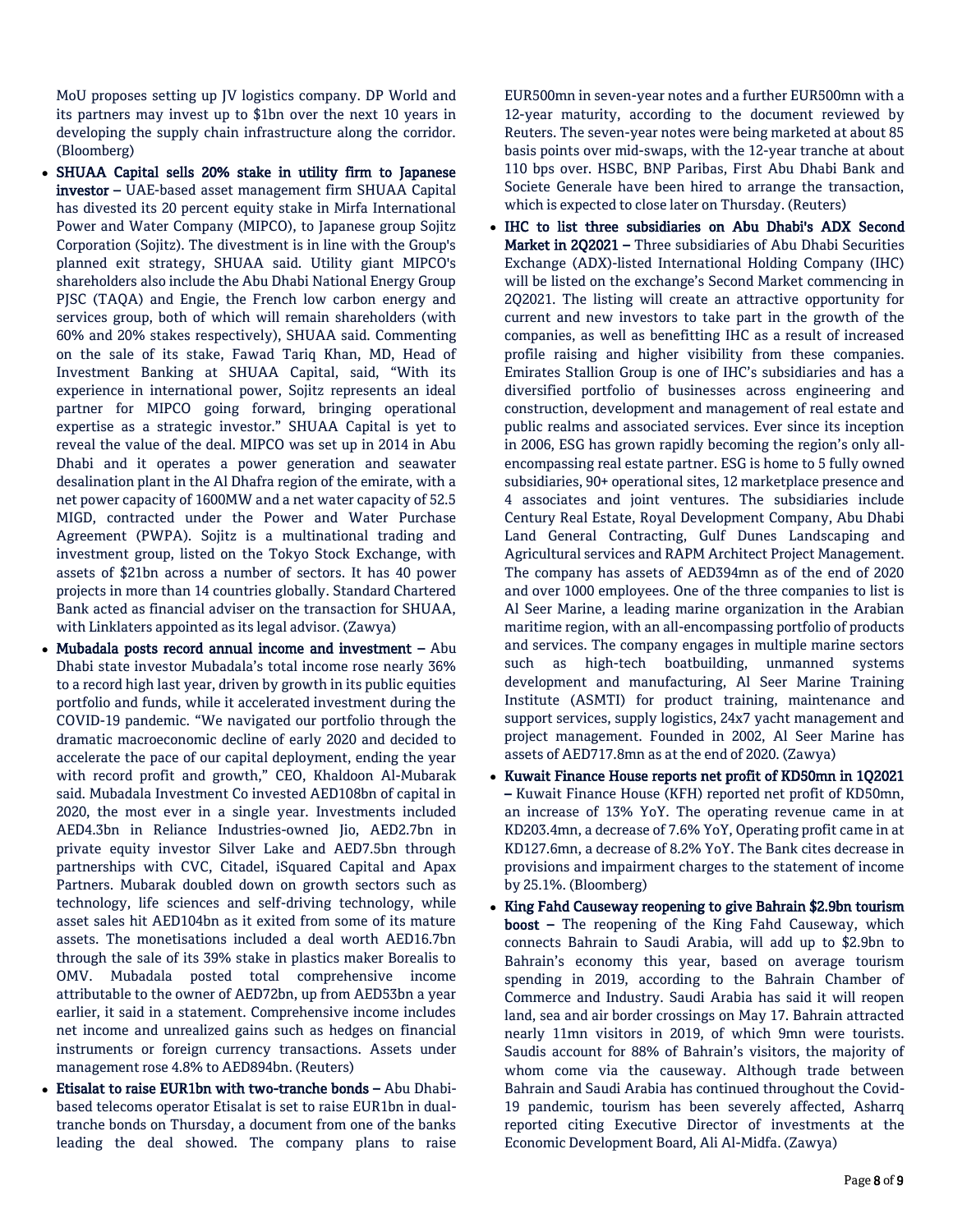MoU proposes setting up JV logistics company. DP World and its partners may invest up to $1bn over the next 10 years in developing the supply chain infrastructure along the corridor. (Bloomberg)

- **SHUAA Capital sells 20% stake in utility firm to Japanese investor –** UAE-based asset management firm SHUAA Capital has divested its 20 percent equity stake in Mirfa International Power and Water Company (MIPCO), to Japanese group Sojitz Corporation (Sojitz). The divestment is in line with the Group's planned exit strategy, SHUAA said. Utility giant MIPCO's shareholders also include the Abu Dhabi National Energy Group PJSC (TAQA) and Engie, the French low carbon energy and services group, both of which will remain shareholders (with 60% and 20% stakes respectively), SHUAA said. Commenting on the sale of its stake, Fawad Tariq Khan, MD, Head of Investment Banking at SHUAA Capital, said, "With its experience in international power, Sojitz represents an ideal partner for MIPCO going forward, bringing operational expertise as a strategic investor." SHUAA Capital is yet to reveal the value of the deal. MIPCO was set up in 2014 in Abu Dhabi and it operates a power generation and seawater desalination plant in the Al Dhafra region of the emirate, with a net power capacity of 1600MW and a net water capacity of 52.5 MIGD, contracted under the Power and Water Purchase Agreement (PWPA). Sojitz is a multinational trading and investment group, listed on the Tokyo Stock Exchange, with assets of $21bn across a number of sectors. It has 40 power projects in more than 14 countries globally. Standard Chartered Bank acted as financial adviser on the transaction for SHUAA, with Linklaters appointed as its legal advisor. (Zawya)
- **Mubadala posts record annual income and investment –** Abu Dhabi state investor Mubadala's total income rose nearly 36% to a record high last year, driven by growth in its public equities portfolio and funds, while it accelerated investment during the COVID-19 pandemic. "We navigated our portfolio through the dramatic macroeconomic decline of early 2020 and decided to accelerate the pace of our capital deployment, ending the year with record profit and growth," CEO, Khaldoon Al-Mubarak said. Mubadala Investment Co invested AED108bn of capital in 2020, the most ever in a single year. Investments included AED4.3bn in Reliance Industries-owned Jio, AED2.7bn in private equity investor Silver Lake and AED7.5bn through partnerships with CVC, Citadel, iSquared Capital and Apax Partners. Mubarak doubled down on growth sectors such as technology, life sciences and self-driving technology, while asset sales hit AED104bn as it exited from some of its mature assets. The monetisations included a deal worth AED16.7bn through the sale of its 39% stake in plastics maker Borealis to OMV. Mubadala posted total comprehensive income attributable to the owner of AED72bn, up from AED53bn a year earlier, it said in a statement. Comprehensive income includes net income and unrealized gains such as hedges on financial instruments or foreign currency transactions. Assets under management rose 4.8% to AED894bn. (Reuters)
- **Etisalat to raise EUR1bn with two-tranche bonds –** Abu Dhabi-based telecoms operator Etisalat is set to raise EUR1bn in dual-tranche bonds on Thursday, a document from one of the banks leading the deal showed. The company plans to raise EUR500mn in seven-year notes and a further EUR500mn with a 12-year maturity, according to the document reviewed by Reuters. The seven-year notes were being marketed at about 85 basis points over mid-swaps, with the 12-year tranche at about 110 bps over. HSBC, BNP Paribas, First Abu Dhabi Bank and Societe Generale have been hired to arrange the transaction, which is expected to close later on Thursday. (Reuters)
- **IHC to list three subsidiaries on Abu Dhabi's ADX Second Market in 2Q2021 –** Three subsidiaries of Abu Dhabi Securities Exchange (ADX)-listed International Holding Company (IHC) will be listed on the exchange's Second Market commencing in 2Q2021. The listing will create an attractive opportunity for current and new investors to take part in the growth of the companies, as well as benefitting IHC as a result of increased profile raising and higher visibility from these companies. Emirates Stallion Group is one of IHC's subsidiaries and has a diversified portfolio of businesses across engineering and construction, development and management of real estate and public realms and associated services. Ever since its inception in 2006, ESG has grown rapidly becoming the region's only all-encompassing real estate partner. ESG is home to 5 fully owned subsidiaries, 90+ operational sites, 12 marketplace presence and 4 associates and joint ventures. The subsidiaries include Century Real Estate, Royal Development Company, Abu Dhabi Land General Contracting, Gulf Dunes Landscaping and Agricultural services and RAPM Architect Project Management. The company has assets of AED394mn as of the end of 2020 and over 1000 employees. One of the three companies to list is Al Seer Marine, a leading marine organization in the Arabian maritime region, with an all-encompassing portfolio of products and services. The company engages in multiple marine sectors such as high-tech boatbuilding, unmanned systems development and manufacturing, Al Seer Marine Training Institute (ASMTI) for product training, maintenance and support services, supply logistics, 24x7 yacht management and project management. Founded in 2002, Al Seer Marine has assets of AED717.8mn as at the end of 2020. (Zawya)
- **Kuwait Finance House reports net profit of KD50mn in 1Q2021 –** Kuwait Finance House (KFH) reported net profit of KD50mn, an increase of 13% YoY. The operating revenue came in at KD203.4mn, a decrease of 7.6% YoY, Operating profit came in at KD127.6mn, a decrease of 8.2% YoY. The Bank cites decrease in provisions and impairment charges to the statement of income by 25.1%. (Bloomberg)
- **King Fahd Causeway reopening to give Bahrain $2.9bn tourism boost –** The reopening of the King Fahd Causeway, which connects Bahrain to Saudi Arabia, will add up to $2.9bn to Bahrain's economy this year, based on average tourism spending in 2019, according to the Bahrain Chamber of Commerce and Industry. Saudi Arabia has said it will reopen land, sea and air border crossings on May 17. Bahrain attracted nearly 11mn visitors in 2019, of which 9mn were tourists. Saudis account for 88% of Bahrain's visitors, the majority of whom come via the causeway. Although trade between Bahrain and Saudi Arabia has continued throughout the Covid-19 pandemic, tourism has been severely affected, Asharrq reported citing Executive Director of investments at the Economic Development Board, Ali Al-Midfa. (Zawya)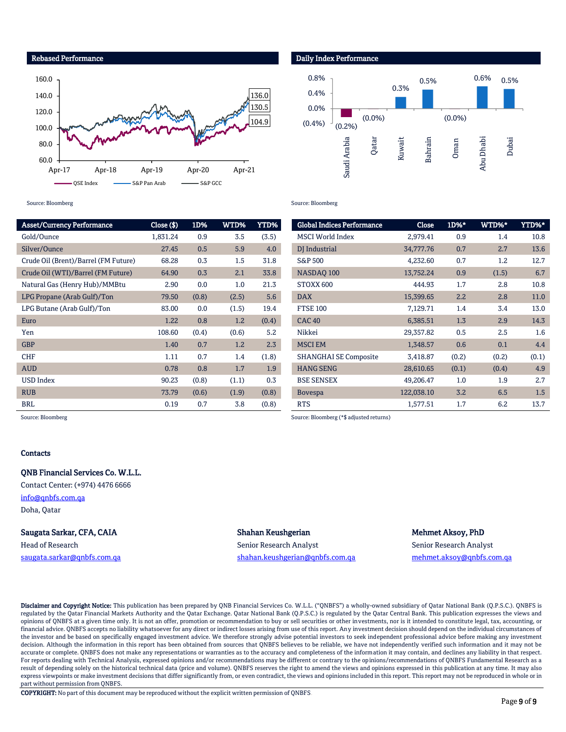### Rebased Performance

160.0
140.0
120.0
100.0
80.0
60.0

Apr-17 Apr-18 Apr-19 Apr-20 Apr-21

136.0
130.5
104.9

QSE Index — S&P Pan Arab — S&P GCC

Source: Bloomberg

### Daily Index Performance

0.8%
0.4%
0.0%
(0.4%)

(0.2%) (0.0%) 0.3% 0.5% (0.0%) 0.6% 0.5%

Saudi Arabia, Qatar, Kuwait, Bahrain, Oman, Abu Dhabi, Dubai

Source: Bloomberg

| Asset/Currency Performance | Close ($) | 1D% | WTD% | YTD% |
|---|---|---|---|---|
| Gold/Ounce | 1,831.24 | 0.9 | 3.5 | (3.5) |
| Silver/Ounce | 27.45 | 0.5 | 5.9 | 4.0 |
| Crude Oil (Brent)/Barrel (FM Future) | 68.28 | 0.3 | 1.5 | 31.8 |
| Crude Oil (WTI)/Barrel (FM Future) | 64.90 | 0.3 | 2.1 | 33.8 |
| Natural Gas (Henry Hub)/MMBtu | 2.90 | 0.0 | 1.0 | 21.3 |
| LPG Propane (Arab Gulf)/Ton | 79.50 | (0.8) | (2.5) | 5.6 |
| LPG Butane (Arab Gulf)/Ton | 83.00 | 0.0 | (1.5) | 19.4 |
| Euro | 1.22 | 0.8 | 1.2 | (0.4) |
| Yen | 108.60 | (0.4) | (0.6) | 5.2 |
| GBP | 1.40 | 0.7 | 1.2 | 2.3 |
| CHF | 1.11 | 0.7 | 1.4 | (1.8) |
| AUD | 0.78 | 0.8 | 1.7 | 1.9 |
| USD Index | 90.23 | (0.8) | (1.1) | 0.3 |
| RUB | 73.79 | (0.6) | (1.9) | (0.8) |
| BRL | 0.19 | 0.7 | 3.8 | (0.8) |

Source: Bloomberg

| Global Indices Performance | Close | 1D%* | WTD%* | YTD%* |
|---|---|---|---|---|
| MSCI World Index | 2,979.41 | 0.9 | 1.4 | 10.8 |
| DJ Industrial | 34,777.76 | 0.7 | 2.7 | 13.6 |
| S&P 500 | 4,232.60 | 0.7 | 1.2 | 12.7 |
| NASDAQ 100 | 13,752.24 | 0.9 | (1.5) | 6.7 |
| STOXX 600 | 444.93 | 1.7 | 2.8 | 10.8 |
| DAX | 15,399.65 | 2.2 | 2.8 | 11.0 |
| FTSE 100 | 7,129.71 | 1.4 | 3.4 | 13.0 |
| CAC 40 | 6,385.51 | 1.3 | 2.9 | 14.3 |
| Nikkei | 29,357.82 | 0.5 | 2.5 | 1.6 |
| MSCI EM | 1,348.57 | 0.6 | 0.1 | 4.4 |
| SHANGHAI SE Composite | 3,418.87 | (0.2) | (0.2) | (0.1) |
| HANG SENG | 28,610.65 | (0.1) | (0.4) | 4.9 |
| BSE SENSEX | 49,206.47 | 1.0 | 1.9 | 2.7 |
| Bovespa | 122,038.10 | 3.2 | 6.5 | 1.5 |
| RTS | 1,577.51 | 1.7 | 6.2 | 13.7 |

Source: Bloomberg (*$ adjusted returns)

#### Contacts

**QNB Financial Services Co. W.L.L.**
Contact Center: (+974) 4476 6666
info@qnbfs.com.qa
Doha, Qatar

**Saugata Sarkar, CFA, CAIA**
Head of Research
saugata.sarkar@qnbfs.com.qa

**Shahan Keushgerian**
Senior Research Analyst
shahan.keushgerian@qnbfs.com.qa

**Mehmet Aksoy, PhD**
Senior Research Analyst
mehmet.aksoy@qnbfs.com.qa

**Disclaimer and Copyright Notice:** This publication has been prepared by QNB Financial Services Co. W.L.L. ("QNBFS") a wholly-owned subsidiary of Qatar National Bank (Q.P.S.C.). QNBFS is regulated by the Qatar Financial Markets Authority and the Qatar Exchange. Qatar National Bank (Q.P.S.C.) is regulated by the Qatar Central Bank. This publication expresses the views and opinions of QNBFS at a given time only. It is not an offer, promotion or recommendation to buy or sell securities or other investments, nor is it intended to constitute legal, tax, accounting, or financial advice. QNBFS accepts no liability whatsoever for any direct or indirect losses arising from use of this report. Any investment decision should depend on the individual circumstances of the investor and be based on specifically engaged investment advice. We therefore strongly advise potential investors to seek independent professional advice before making any investment decision. Although the information in this report has been obtained from sources that QNBFS believes to be reliable, we have not independently verified such information and it may not be accurate or complete. QNBFS does not make any representations or warranties as to the accuracy and completeness of the information it may contain, and declines any liability in that respect. For reports dealing with Technical Analysis, expressed opinions and/or recommendations may be different or contrary to the opinions/recommendations of QNBFS Fundamental Research as a result of depending solely on the historical technical data (price and volume). QNBFS reserves the right to amend the views and opinions expressed in this publication at any time. It may also express viewpoints or make investment decisions that differ significantly from, or even contradict, the views and opinions included in this report. This report may not be reproduced in whole or in part without permission from QNBFS.

**COPYRIGHT:** No part of this document may be reproduced without the explicit written permission of QNBFS